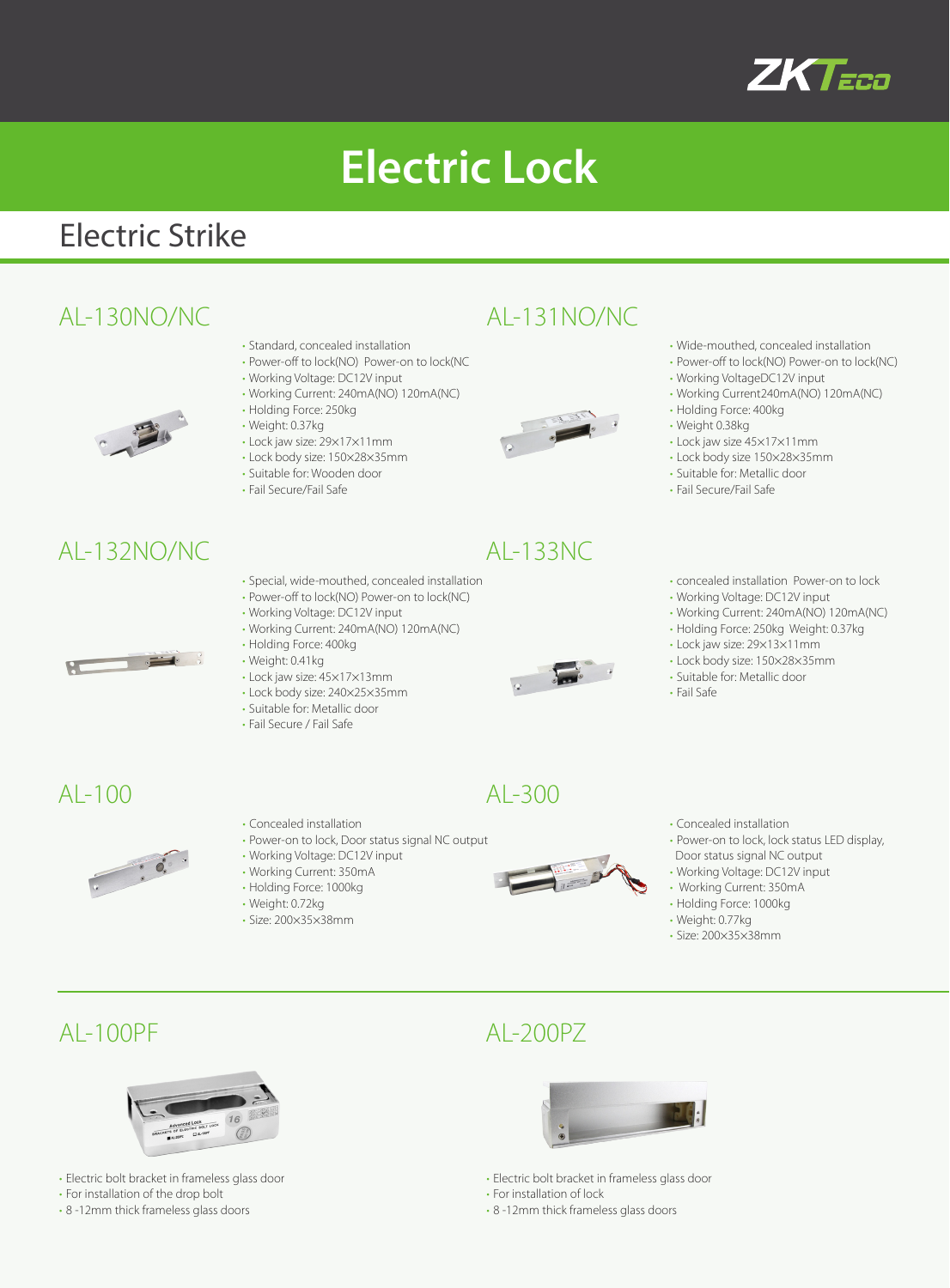# Electric Lock

## Electric Strike

### AL-130NO/NC

- Standard, concealed installation
- Power-off to lock(NO) Power-on to lock(NC
- Working Voltage: DC12V input
- Working Current: 240mA(NO) 120mA(NC)
- Holding Force: 250kg
- Weight: 0.37kg
- Lock jaw size: 29×17×11mm
- Lock body size: 150×28×35mm
- Suitable for: Wooden door
- Fail Secure/Fail Safe

### AL-131NO/NC

- Wide-mouthed, concealed installation
- Power-off to lock(NO) Power-on to lock(NC)
- Working VoltageDC12V input
- Working Current240mA(NO) 120mA(NC)
- Holding Force: 400kg
- Weight 0.38kg
- Lock jaw size 45×17×11mm
- Lock body size 150×28×35mm
- Suitable for: Metallic door
- Fail Secure/Fail Safe

### AL-132NO/NC

- Special, wide-mouthed, concealed installation
- Power-off to lock(NO) Power-on to lock(NC)
- Working Voltage: DC12V input
- Working Current: 240mA(NO) 120mA(NC)
- Holding Force: 400kg
- Weight: 0.41kg
- Lock jaw size: 45×17×13mm
- Lock body size: 240×25×35mm
- Suitable for: Metallic door
- Fail Secure / Fail Safe

### AL-133NC

- concealed installation Power-on to lock
- Working Voltage: DC12V input
- Working Current: 240mA(NO) 120mA(NC)
- Holding Force: 250kg Weight: 0.37kg
- Lock jaw size: 29×13×11mm
- Lock body size: 150×28×35mm
- Suitable for: Metallic door
- Fail Safe

### AL-100

- Concealed installation
- Power-on to lock, Door status signal NC output
- Working Voltage: DC12V input
- Working Current: 350mA
- Holding Force: 1000kg
- Weight: 0.72kg
- Size: 200×35×38mm

### AL-300

- Concealed installation
- Power-on to lock, lock status LED display, Door status signal NC output
- Working Voltage: DC12V input
- Working Current: 350mA
- Holding Force: 1000kg
- Weight: 0.77kg
- Size: 200×35×38mm

### AL-100PF

- Electric bolt bracket in frameless glass door
- For installation of the drop bolt
- 8 -12mm thick frameless glass doors

### AL-200PZ

- Electric bolt bracket in frameless glass door
- For installation of lock
- 8 -12mm thick frameless glass doors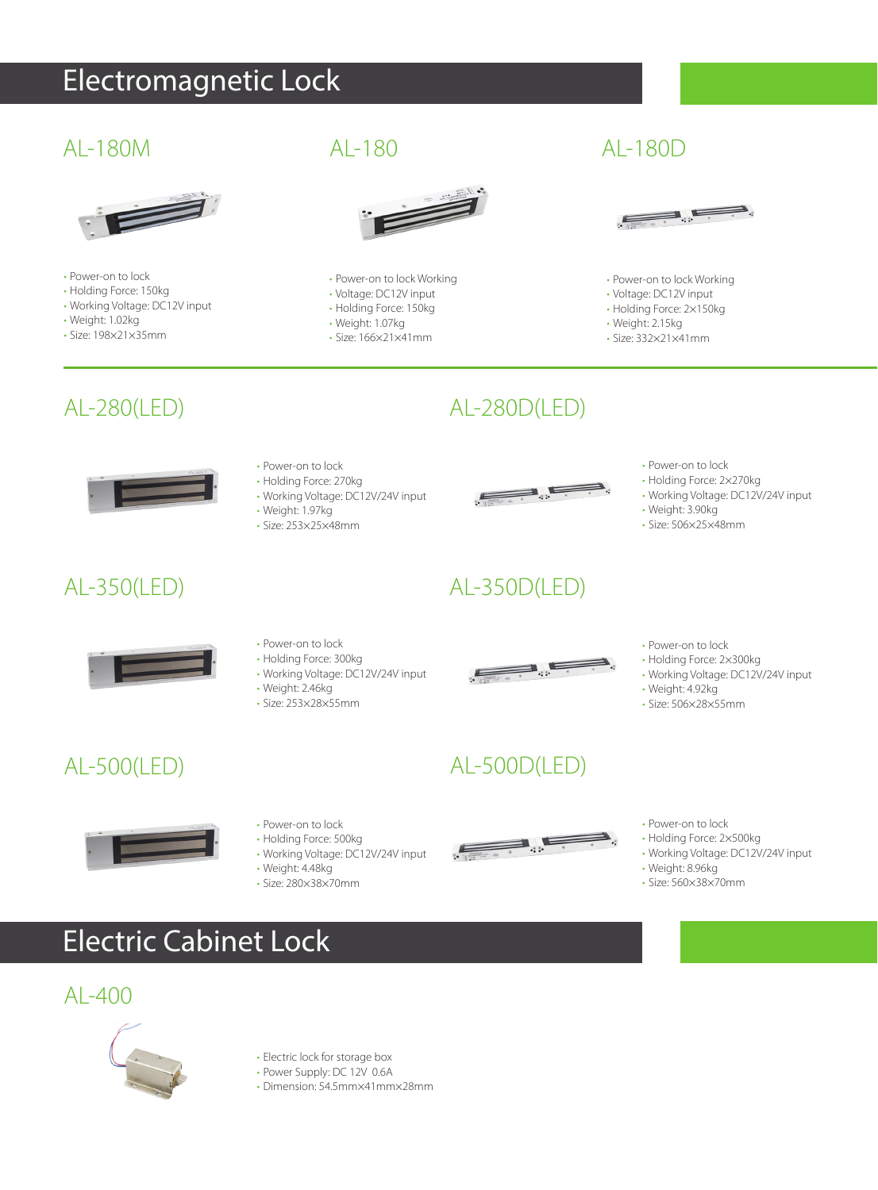# Electromagnetic Lock

## AL-180M

- Power-on to lock
- Holding Force: 150kg
- Working Voltage: DC12V input
- Weight: 1.02kg
- Size: 198×21×35mm

## AL-180

- Power-on to lock Working
- Voltage: DC12V input
- Holding Force: 150kg
- Weight: 1.07kg
- Size: 166×21×41mm

## AL-180D

- Power-on to lock Working
- Voltage: DC12V input
- Holding Force: 2×150kg
- Weight: 2.15kg
- Size: 332×21×41mm

## AL-280(LED)

- Power-on to lock
- Holding Force: 270kg
- Working Voltage: DC12V/24V input
- Weight: 1.97kg
- Size: 253×25×48mm

## AL-280D(LED)

- Power-on to lock
- Holding Force: 2×270kg
- Working Voltage: DC12V/24V input
- Weight: 3.90kg
- Size: 506×25×48mm

## AL-350(LED)

- Power-on to lock
- Holding Force: 300kg
- Working Voltage: DC12V/24V input
- Weight: 2.46kg
- Size: 253×28×55mm

## AL-350D(LED)

- Power-on to lock
- Holding Force: 2×300kg
- Working Voltage: DC12V/24V input
- Weight: 4.92kg
- Size: 506×28×55mm

## AL-500(LED)

- Power-on to lock
- Holding Force: 500kg
- Working Voltage: DC12V/24V input
- Weight: 4.48kg
- Size: 280×38×70mm

## AL-500D(LED)

- Power-on to lock
- Holding Force: 2×500kg
- Working Voltage: DC12V/24V input
- Weight: 8.96kg
- Size: 560×38×70mm

# Electric Cabinet Lock

## AL-400

- Electric lock for storage box
- Power Supply: DC 12V 0.6A
- Dimension: 54.5mm×41mm×28mm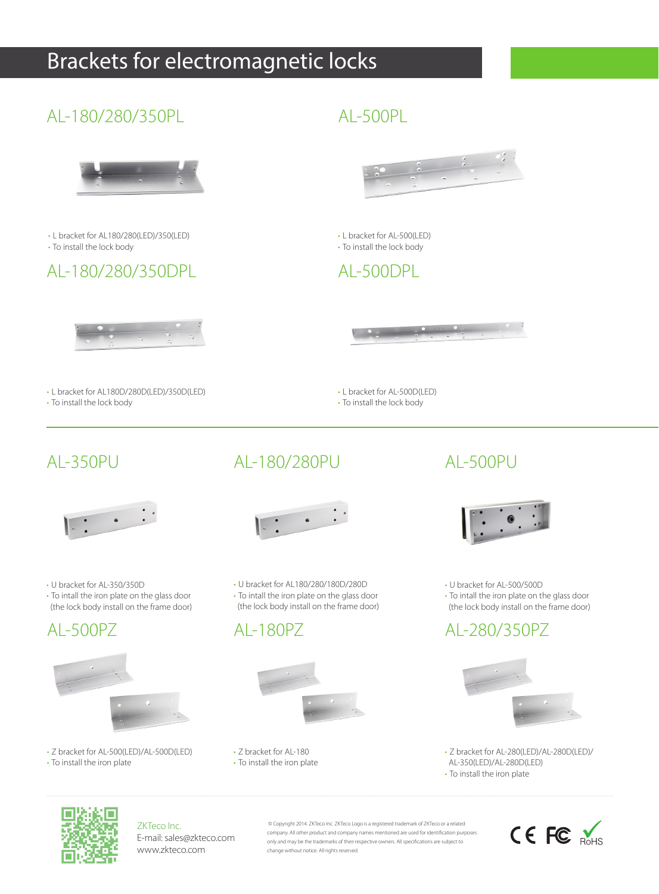# Brackets for electromagnetic locks

## AL-180/280/350PL

- L bracket for AL180/280(LED)/350(LED)
- To install the lock body

## AL-500PL

- L bracket for AL-500(LED)
- To install the lock body

## AL-180/280/350DPL

- L bracket for AL180D/280D(LED)/350D(LED)
- To install the lock body

## AL-500DPL

- L bracket for AL-500D(LED)
- To install the lock body

## AL-350PU

- U bracket for AL-350/350D
- To intall the iron plate on the glass door (the lock body install on the frame door)

## AL-180/280PU

- U bracket for AL180/280/180D/280D
- To intall the iron plate on the glass door (the lock body install on the frame door)

## AL-500PU

- U bracket for AL-500/500D
- To intall the iron plate on the glass door (the lock body install on the frame door)

## AL-500PZ

- Z bracket for AL-500(LED)/AL-500D(LED)
- To install the iron plate

## AL-180PZ

- Z bracket for AL-180
- To install the iron plate

## AL-280/350PZ

- Z bracket for AL-280(LED)/AL-280D(LED)/ AL-350(LED)/AL-280D(LED)
- To install the iron plate

ZKTeco Inc.
E-mail: sales@zkteco.com
www.zkteco.com

© Copyright 2014. ZKTeco Inc. ZKTeco Logo is a registered trademark of ZKTeco or a related company. All other product and company names mentioned are used for identification purposes only and may be the trademarks of their respective owners. All specifications are subject to change without notice. All rights reserved.

CE FC RoHS